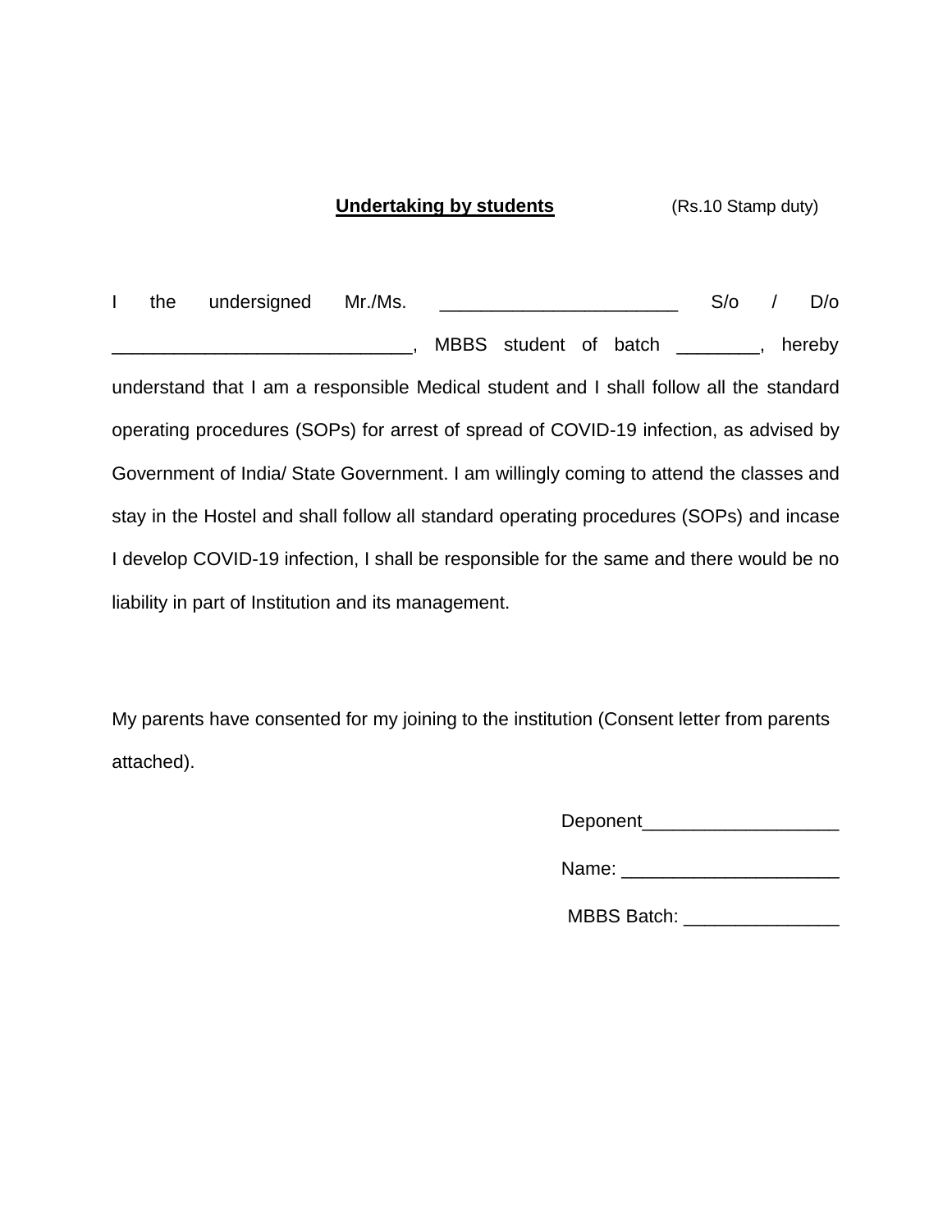**<u>Undertaking by students</u>** (Rs.10 Stamp duty)

I the undersigned Mr./Ms. ______________________ S/o / D/o ____________________________, MBBS student of batch ________, hereby understand that I am a responsible Medical student and I shall follow all the standard operating procedures (SOPs) for arrest of spread of COVID-19 infection, as advised by Government of India/ State Government. I am willingly coming to attend the classes and stay in the Hostel and shall follow all standard operating procedures (SOPs) and incase I develop COVID-19 infection, I shall be responsible for the same and there would be no liability in part of Institution and its management.

My parents have consented for my joining to the institution (Consent letter from parents attached).

Deponent___________________

Name: _____________________

MBBS Batch: _______________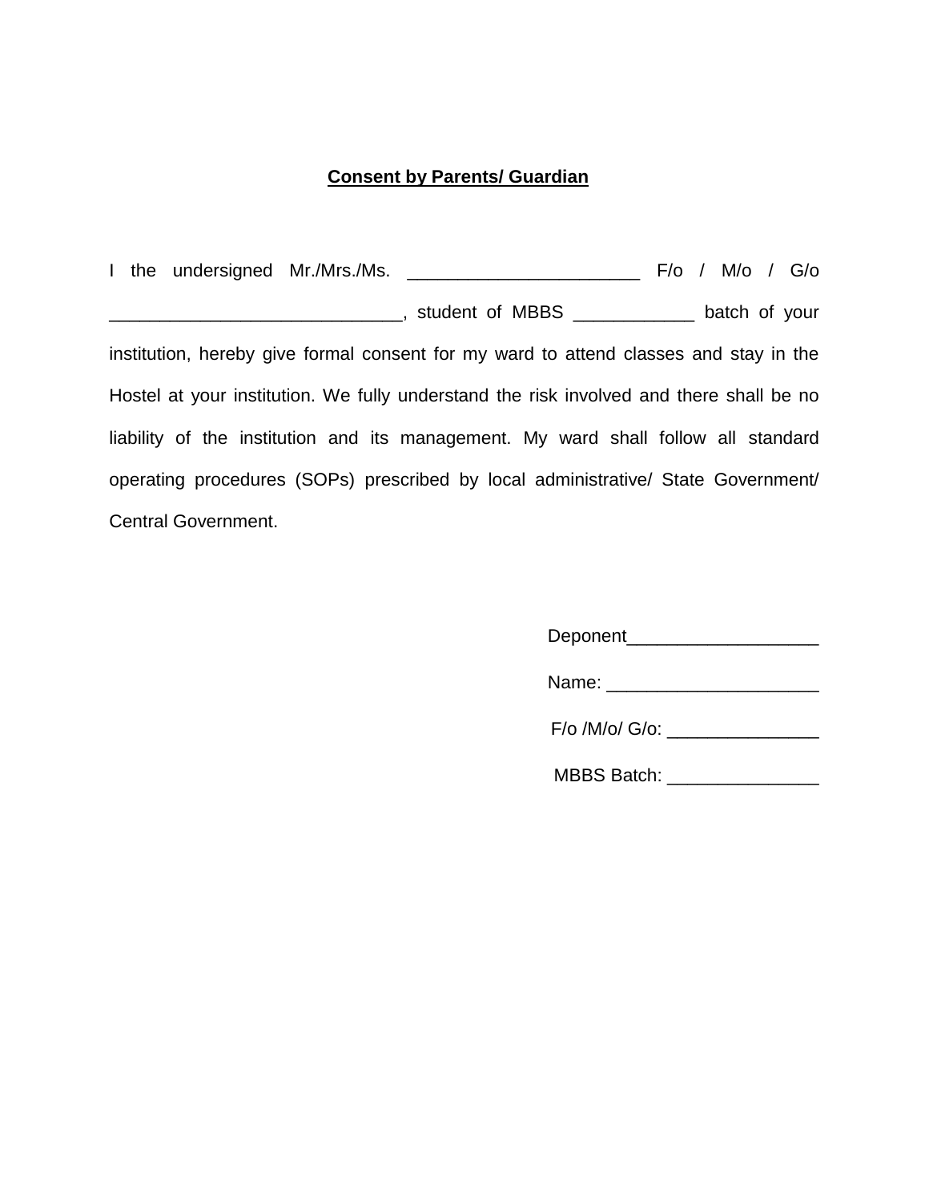**Consent by Parents/ Guardian**

I the undersigned Mr./Mrs./Ms. _______________________ F/o / M/o / G/o _____________________________, student of MBBS ____________ batch of your institution, hereby give formal consent for my ward to attend classes and stay in the Hostel at your institution. We fully understand the risk involved and there shall be no liability of the institution and its management. My ward shall follow all standard operating procedures (SOPs) prescribed by local administrative/ State Government/ Central Government.

Deponent___________________

Name: _____________________

F/o /M/o/ G/o: _______________

MBBS Batch: _______________